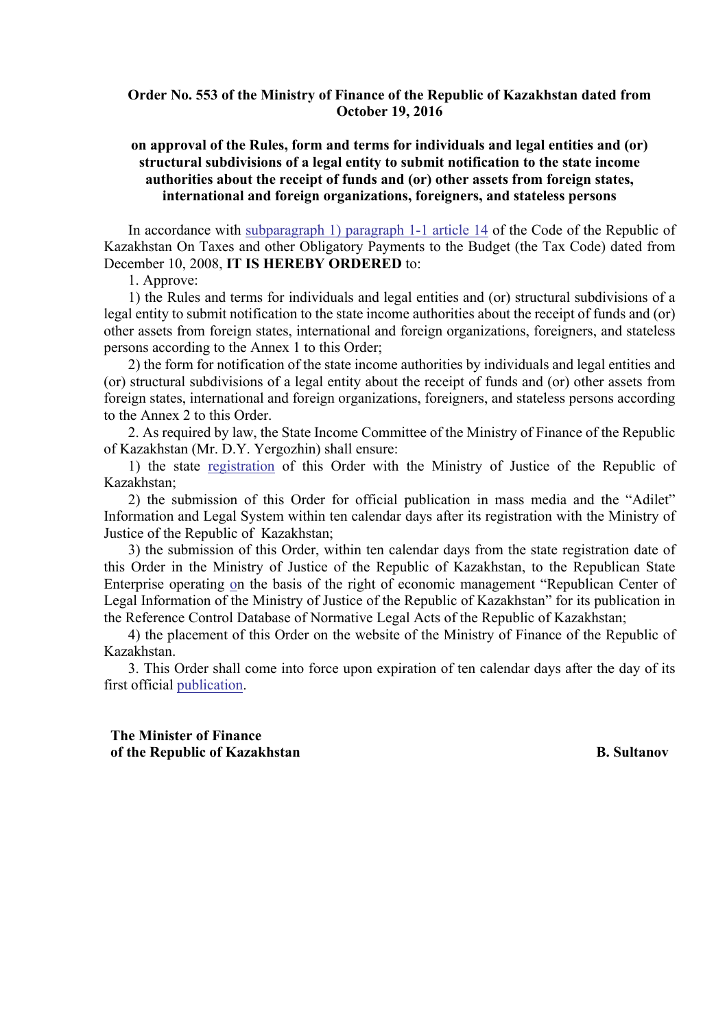**Order No. 553 of the Ministry of Finance of the Republic of Kazakhstan dated from October 19, 2016**

**on approval of the Rules, form and terms for individuals and legal entities and (or) structural subdivisions of a legal entity to submit notification to the state income authorities about the receipt of funds and (or) other assets from foreign states, international and foreign organizations, foreigners, and stateless persons**

In accordance with subparagraph 1) paragraph 1-1 article 14 of the Code of the Republic of Kazakhstan On Taxes and other Obligatory Payments to the Budget (the Tax Code) dated from December 10, 2008, **IT IS HEREBY ORDERED** to:

1. Approve:

1) the Rules and terms for individuals and legal entities and (or) structural subdivisions of a legal entity to submit notification to the state income authorities about the receipt of funds and (or) other assets from foreign states, international and foreign organizations, foreigners, and stateless persons according to the Annex 1 to this Order;

2) the form for notification of the state income authorities by individuals and legal entities and (or) structural subdivisions of a legal entity about the receipt of funds and (or) other assets from foreign states, international and foreign organizations, foreigners, and stateless persons according to the Annex 2 to this Order.

2. As required by law, the State Income Committee of the Ministry of Finance of the Republic of Kazakhstan (Mr. D.Y. Yergozhin) shall ensure:

1) the state registration of this Order with the Ministry of Justice of the Republic of Kazakhstan;

2) the submission of this Order for official publication in mass media and the "Adilet" Information and Legal System within ten calendar days after its registration with the Ministry of Justice of the Republic of Kazakhstan;

3) the submission of this Order, within ten calendar days from the state registration date of this Order in the Ministry of Justice of the Republic of Kazakhstan, to the Republican State Enterprise operating on the basis of the right of economic management "Republican Center of Legal Information of the Ministry of Justice of the Republic of Kazakhstan" for its publication in the Reference Control Database of Normative Legal Acts of the Republic of Kazakhstan;

4) the placement of this Order on the website of the Ministry of Finance of the Republic of Kazakhstan.

3. This Order shall come into force upon expiration of ten calendar days after the day of its first official publication.

**The Minister of Finance of the Republic of Kazakhstan** — **B. Sultanov**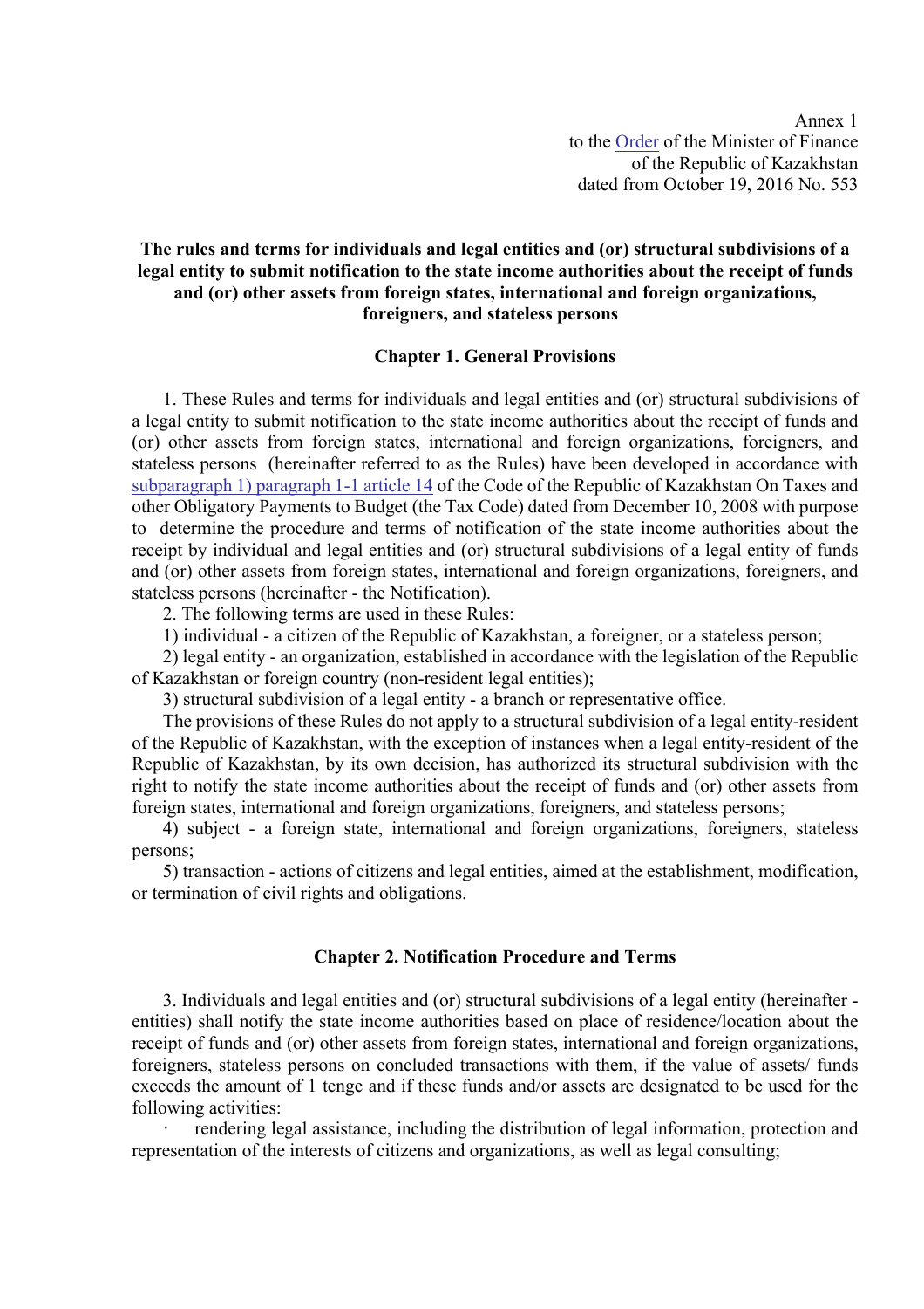Annex 1
to the Order of the Minister of Finance
of the Republic of Kazakhstan
dated from October 19, 2016 No. 553

**The rules and terms for individuals and legal entities and (or) structural subdivisions of a legal entity to submit notification to the state income authorities about the receipt of funds and (or) other assets from foreign states, international and foreign organizations, foreigners, and stateless persons**

## Chapter 1. General Provisions

1. These Rules and terms for individuals and legal entities and (or) structural subdivisions of a legal entity to submit notification to the state income authorities about the receipt of funds and (or) other assets from foreign states, international and foreign organizations, foreigners, and stateless persons (hereinafter referred to as the Rules) have been developed in accordance with subparagraph 1) paragraph 1-1 article 14 of the Code of the Republic of Kazakhstan On Taxes and other Obligatory Payments to Budget (the Tax Code) dated from December 10, 2008 with purpose to determine the procedure and terms of notification of the state income authorities about the receipt by individual and legal entities and (or) structural subdivisions of a legal entity of funds and (or) other assets from foreign states, international and foreign organizations, foreigners, and stateless persons (hereinafter - the Notification).

2. The following terms are used in these Rules:

1) individual - a citizen of the Republic of Kazakhstan, a foreigner, or a stateless person;

2) legal entity - an organization, established in accordance with the legislation of the Republic of Kazakhstan or foreign country (non-resident legal entities);

3) structural subdivision of a legal entity - a branch or representative office.

The provisions of these Rules do not apply to a structural subdivision of a legal entity-resident of the Republic of Kazakhstan, with the exception of instances when a legal entity-resident of the Republic of Kazakhstan, by its own decision, has authorized its structural subdivision with the right to notify the state income authorities about the receipt of funds and (or) other assets from foreign states, international and foreign organizations, foreigners, and stateless persons;

4) subject - a foreign state, international and foreign organizations, foreigners, stateless persons;

5) transaction - actions of citizens and legal entities, aimed at the establishment, modification, or termination of civil rights and obligations.

## Chapter 2. Notification Procedure and Terms

3. Individuals and legal entities and (or) structural subdivisions of a legal entity (hereinafter - entities) shall notify the state income authorities based on place of residence/location about the receipt of funds and (or) other assets from foreign states, international and foreign organizations, foreigners, stateless persons on concluded transactions with them, if the value of assets/ funds exceeds the amount of 1 tenge and if these funds and/or assets are designated to be used for the following activities:

- rendering legal assistance, including the distribution of legal information, protection and representation of the interests of citizens and organizations, as well as legal consulting;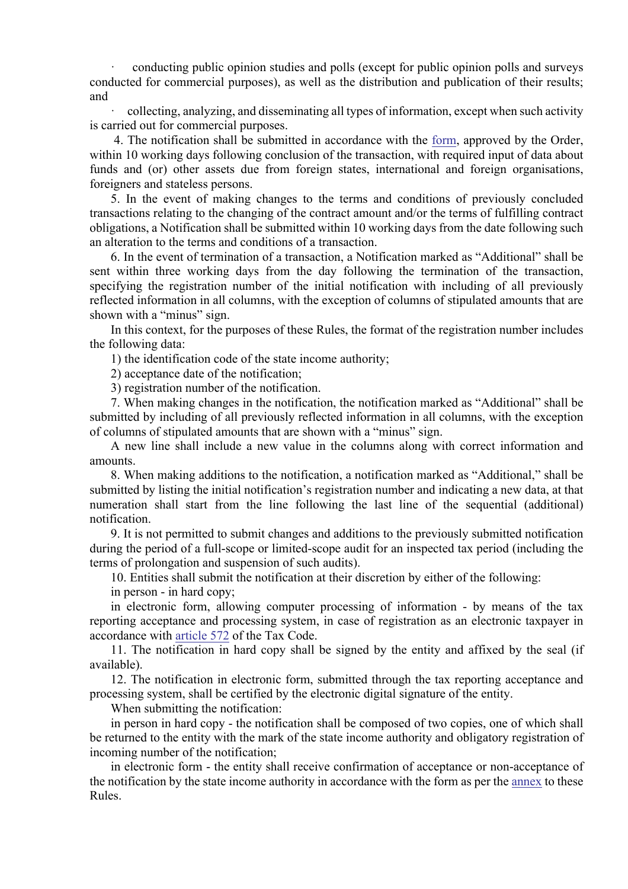· conducting public opinion studies and polls (except for public opinion polls and surveys conducted for commercial purposes), as well as the distribution and publication of their results; and

· collecting, analyzing, and disseminating all types of information, except when such activity is carried out for commercial purposes.

4. The notification shall be submitted in accordance with the form, approved by the Order, within 10 working days following conclusion of the transaction, with required input of data about funds and (or) other assets due from foreign states, international and foreign organisations, foreigners and stateless persons.

5. In the event of making changes to the terms and conditions of previously concluded transactions relating to the changing of the contract amount and/or the terms of fulfilling contract obligations, a Notification shall be submitted within 10 working days from the date following such an alteration to the terms and conditions of a transaction.

6. In the event of termination of a transaction, a Notification marked as "Additional" shall be sent within three working days from the day following the termination of the transaction, specifying the registration number of the initial notification with including of all previously reflected information in all columns, with the exception of columns of stipulated amounts that are shown with a "minus" sign.

In this context, for the purposes of these Rules, the format of the registration number includes the following data:

1) the identification code of the state income authority;

2) acceptance date of the notification;

3) registration number of the notification.

7. When making changes in the notification, the notification marked as "Additional" shall be submitted by including of all previously reflected information in all columns, with the exception of columns of stipulated amounts that are shown with a "minus" sign.

A new line shall include a new value in the columns along with correct information and amounts.

8. When making additions to the notification, a notification marked as "Additional," shall be submitted by listing the initial notification's registration number and indicating a new data, at that numeration shall start from the line following the last line of the sequential (additional) notification.

9. It is not permitted to submit changes and additions to the previously submitted notification during the period of a full-scope or limited-scope audit for an inspected tax period (including the terms of prolongation and suspension of such audits).

10. Entities shall submit the notification at their discretion by either of the following:

in person - in hard copy;

in electronic form, allowing computer processing of information - by means of the tax reporting acceptance and processing system, in case of registration as an electronic taxpayer in accordance with article 572 of the Tax Code.

11. The notification in hard copy shall be signed by the entity and affixed by the seal (if available).

12. The notification in electronic form, submitted through the tax reporting acceptance and processing system, shall be certified by the electronic digital signature of the entity.

When submitting the notification:

in person in hard copy - the notification shall be composed of two copies, one of which shall be returned to the entity with the mark of the state income authority and obligatory registration of incoming number of the notification;

in electronic form - the entity shall receive confirmation of acceptance or non-acceptance of the notification by the state income authority in accordance with the form as per the annex to these Rules.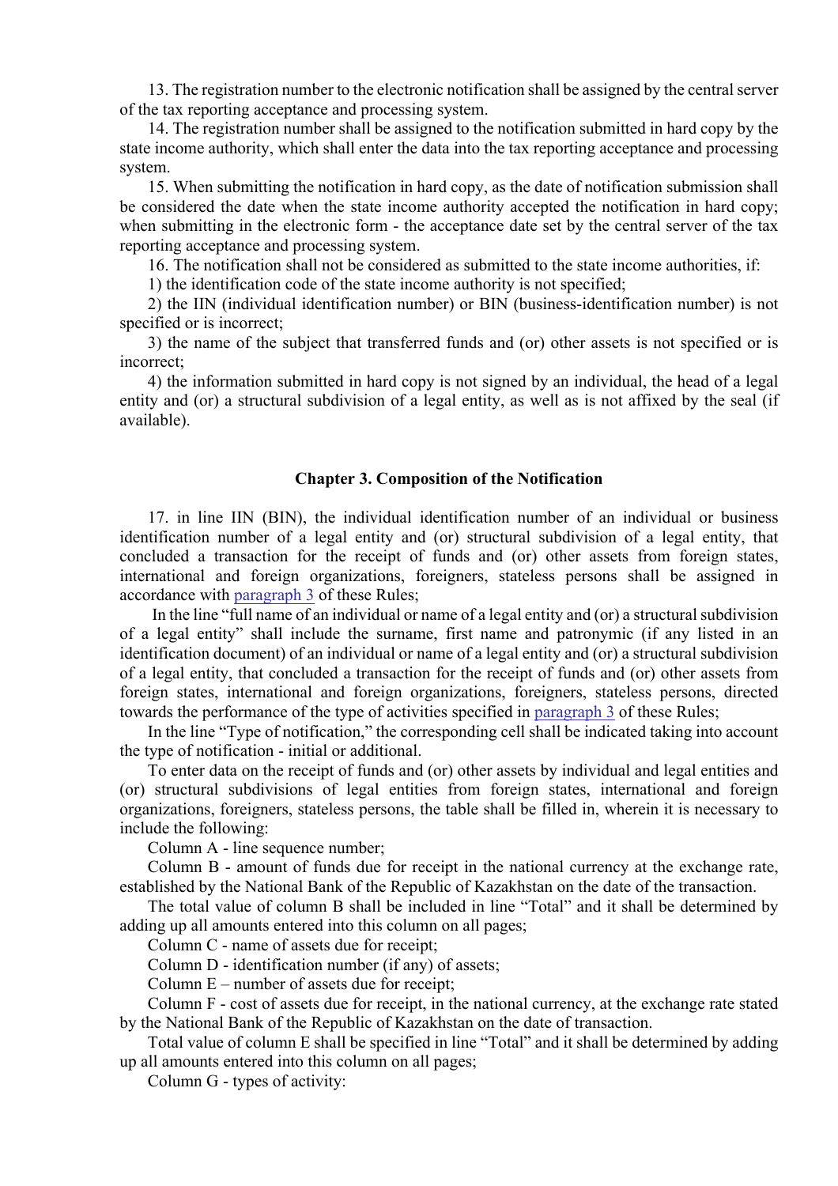13. The registration number to the electronic notification shall be assigned by the central server of the tax reporting acceptance and processing system.

14. The registration number shall be assigned to the notification submitted in hard copy by the state income authority, which shall enter the data into the tax reporting acceptance and processing system.

15. When submitting the notification in hard copy, as the date of notification submission shall be considered the date when the state income authority accepted the notification in hard copy; when submitting in the electronic form - the acceptance date set by the central server of the tax reporting acceptance and processing system.

16. The notification shall not be considered as submitted to the state income authorities, if:

1) the identification code of the state income authority is not specified;

2) the IIN (individual identification number) or BIN (business-identification number) is not specified or is incorrect;

3) the name of the subject that transferred funds and (or) other assets is not specified or is incorrect;

4) the information submitted in hard copy is not signed by an individual, the head of a legal entity and (or) a structural subdivision of a legal entity, as well as is not affixed by the seal (if available).

## Chapter 3. Composition of the Notification

17. in line IIN (BIN), the individual identification number of an individual or business identification number of a legal entity and (or) structural subdivision of a legal entity, that concluded a transaction for the receipt of funds and (or) other assets from foreign states, international and foreign organizations, foreigners, stateless persons shall be assigned in accordance with paragraph 3 of these Rules;

In the line "full name of an individual or name of a legal entity and (or) a structural subdivision of a legal entity" shall include the surname, first name and patronymic (if any listed in an identification document) of an individual or name of a legal entity and (or) a structural subdivision of a legal entity, that concluded a transaction for the receipt of funds and (or) other assets from foreign states, international and foreign organizations, foreigners, stateless persons, directed towards the performance of the type of activities specified in paragraph 3 of these Rules;

In the line "Type of notification," the corresponding cell shall be indicated taking into account the type of notification - initial or additional.

To enter data on the receipt of funds and (or) other assets by individual and legal entities and (or) structural subdivisions of legal entities from foreign states, international and foreign organizations, foreigners, stateless persons, the table shall be filled in, wherein it is necessary to include the following:

Column A - line sequence number;

Column B - amount of funds due for receipt in the national currency at the exchange rate, established by the National Bank of the Republic of Kazakhstan on the date of the transaction.

The total value of column B shall be included in line "Total" and it shall be determined by adding up all amounts entered into this column on all pages;

Column C - name of assets due for receipt;

Column D - identification number (if any) of assets;

Column E – number of assets due for receipt;

Column F - cost of assets due for receipt, in the national currency, at the exchange rate stated by the National Bank of the Republic of Kazakhstan on the date of transaction.

Total value of column E shall be specified in line "Total" and it shall be determined by adding up all amounts entered into this column on all pages;

Column G - types of activity: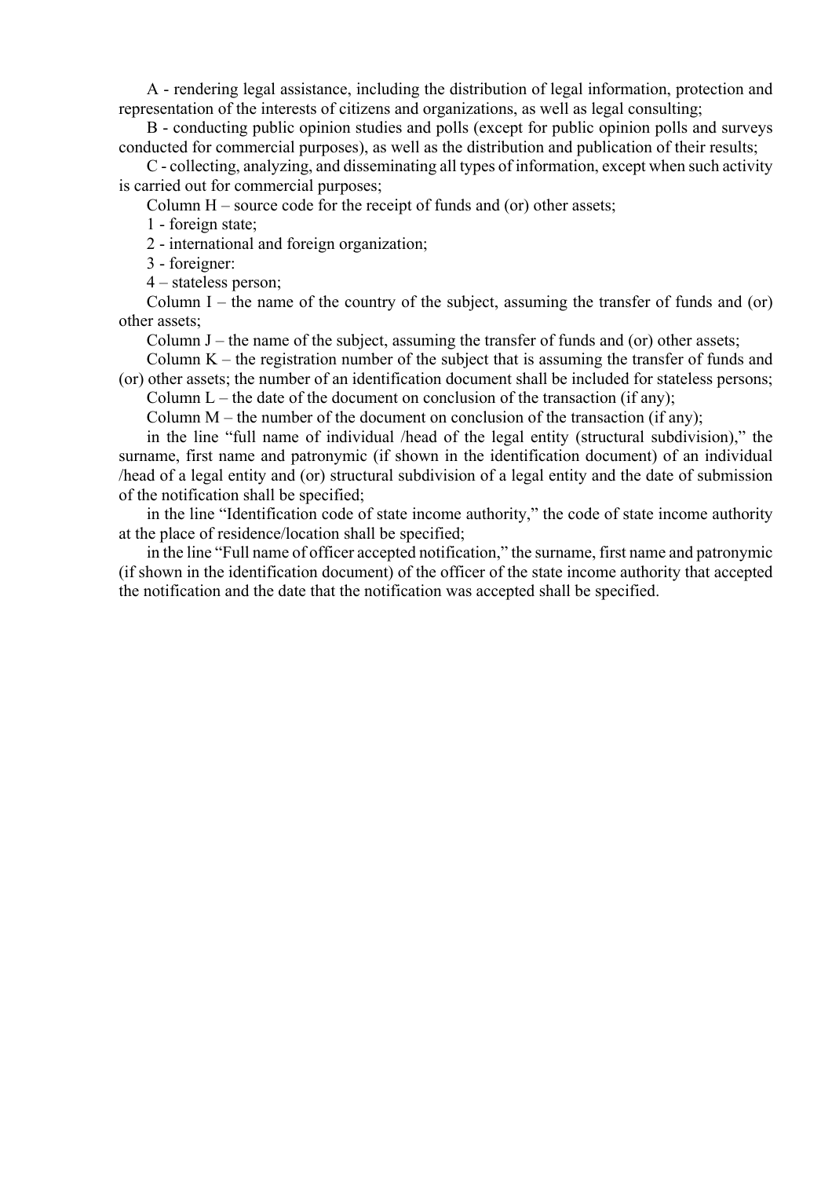A - rendering legal assistance, including the distribution of legal information, protection and representation of the interests of citizens and organizations, as well as legal consulting;

B - conducting public opinion studies and polls (except for public opinion polls and surveys conducted for commercial purposes), as well as the distribution and publication of their results;

C - collecting, analyzing, and disseminating all types of information, except when such activity is carried out for commercial purposes;

Column H – source code for the receipt of funds and (or) other assets;

1 - foreign state;

2 - international and foreign organization;

3 - foreigner:

4 – stateless person;

Column I – the name of the country of the subject, assuming the transfer of funds and (or) other assets;

Column J – the name of the subject, assuming the transfer of funds and (or) other assets;

Column K – the registration number of the subject that is assuming the transfer of funds and (or) other assets; the number of an identification document shall be included for stateless persons;

Column L – the date of the document on conclusion of the transaction (if any);

Column M – the number of the document on conclusion of the transaction (if any);

in the line "full name of individual /head of the legal entity (structural subdivision)," the surname, first name and patronymic (if shown in the identification document) of an individual /head of a legal entity and (or) structural subdivision of a legal entity and the date of submission of the notification shall be specified;

in the line "Identification code of state income authority," the code of state income authority at the place of residence/location shall be specified;

in the line "Full name of officer accepted notification," the surname, first name and patronymic (if shown in the identification document) of the officer of the state income authority that accepted the notification and the date that the notification was accepted shall be specified.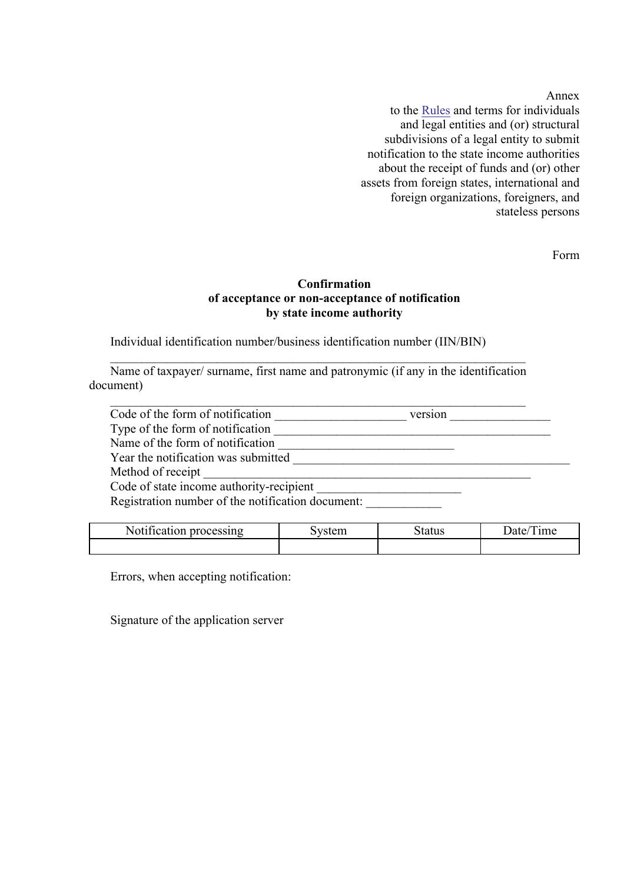Annex
to the Rules and terms for individuals
and legal entities and (or) structural
subdivisions of a legal entity to submit
notification to the state income authorities
about the receipt of funds and (or) other
assets from foreign states, international and
foreign organizations, foreigners, and
stateless persons

Form

**Confirmation**
**of acceptance or non-acceptance of notification**
**by state income authority**

Individual identification number/business identification number (IIN/BIN)
______________________________________________________________________

Name of taxpayer/ surname, first name and patronymic (if any in the identification document)
______________________________________________________________________

Code of the form of notification ____________________ version ________________
Type of the form of notification ______________________________________________
Name of the form of notification ____________________________
Year the notification was submitted ______________________________________________
Method of receipt _____________________________________________________
Code of state income authority-recipient _______________________
Registration number of the notification document: ____________

| Notification processing | System | Status | Date/Time |
| --- | --- | --- | --- |
| | | | |

Errors, when accepting notification:

Signature of the application server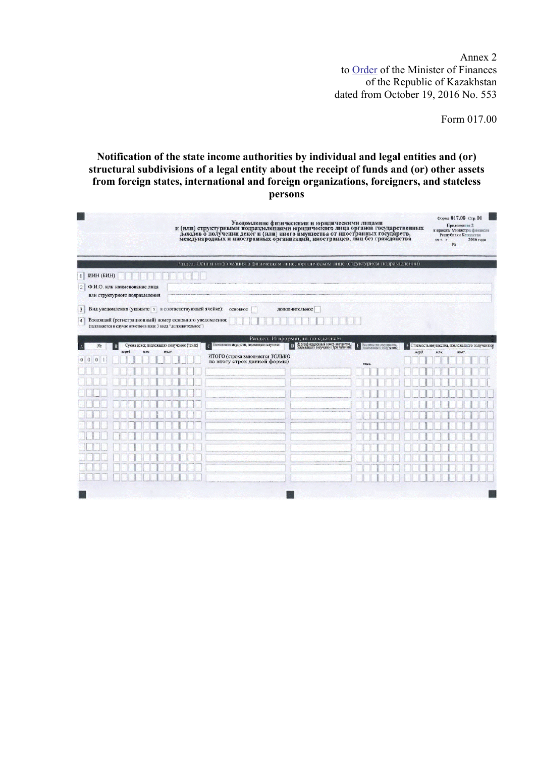Annex 2
to Order of the Minister of Finances
of the Republic of Kazakhstan
dated from October 19, 2016 No. 553

Form 017.00

**Notification of the state income authorities by individual and legal entities and (or) structural subdivisions of a legal entity about the receipt of funds and (or) other assets from foreign states, international and foreign organizations, foreigners, and stateless persons**

Форма 017.00 Стр. 01

Приложение 2
к приказу Министра финансов
Республики Казахстан
от « » 2016 года
№

**Уведомление физическими и юридическими лицами и (или) структурными подразделениями юридического лица органов государственных доходов о получении денег и (или) иного имущества от иностранных государств, международных и иностранных организаций, иностранцев, лиц без гражданства**

**Раздел. Общая информация о физическом лице, юридическом лице (структурном подразделении)**

1 ИИН (БИН)

2 Ф.И.О. или наименование лица или структурного подразделения

3 Вид уведомления (укажите [x] в соответствующей ячейке): основное [ ] дополнительное [ ]

4 Входящий (регистрационный) номер основного уведомления:
(заполняется в случае отметки в поле 3 вида "дополнительное")

**Раздел. Информация по сделкам**

| A № | B Сумма денег, подлежащих получению (тенге) млрд. млн. тыс. | C Наименование имущества, подлежащего получению | D Идентификационный номер имущества, подлежащего получению (при наличии) | E Количество имущества, подлежащего получению | F Стоимость имущества, подлежащего получению млрд. млн. тыс. |
|---|---|---|---|---|---|
| 0001 | | ИТОГО (строка заполняется ТОЛЬКО по итогу строк данной формы) | | тыс. | |
| | | | | | |
| | | | | | |
| | | | | | |
| | | | | | |
| | | | | | |
| | | | | | |
| | | | | | |
| | | | | | |
| | | | | | |
| | | | | | |
| | | | | | |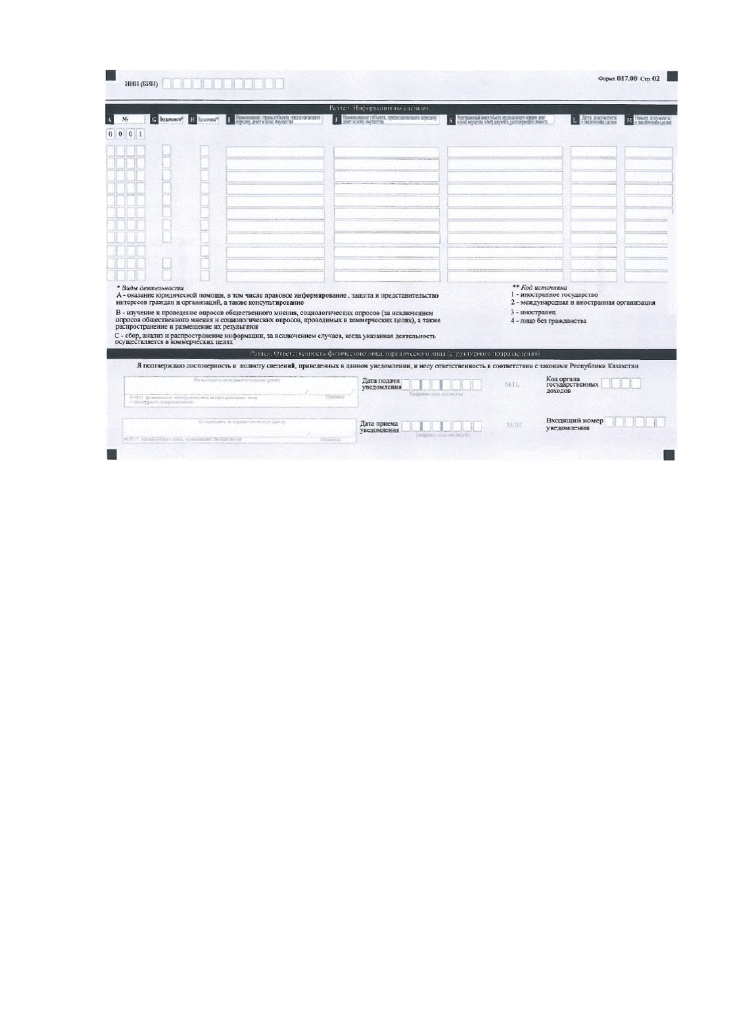ИИН (БИН)

Форма 017.00 Стр.02

## Раздел. Информация по сделкам

| A № | G Вид деят.* | H Код источ.** | I Наименование страны/субъекта, предоставившего передачу денег и (или) имущества | J Наименование субъекта, предоставившего передачу денег и (или) имущества | K Электронный адрес субъекта, предоставившего передачу денег и (или) имущества, либо документа, удостоверяющего личность | L Дата документа о заключении сделки | M Номер документа о заключении сделки |
|---|---|---|---|---|---|---|---|
| 0001 | | | | | | | |
| | | | | | | | |
| | | | | | | | |
| | | | | | | | |
| | | | | | | | |
| | | | | | | | |
| | | | | | | | |
| | | | | | | | |
| | | | | | | | |
| | | | | | | | |
| | | | | | | | |

*\* Виды деятельности*

A - оказание юридической помощи, в том числе правовое информирование, защита и представительство интересов граждан и организаций, а также консультирование

B - изучение и проведение опросов общественного мнения, социологических опросов (за исключением опросов общественного мнения и социологических опросов, проводимых в коммерческих целях), а также распространение и размещение их результатов

C - сбор, анализ и распространение информации, за исключением случаев, когда указанная деятельность осуществляется в коммерческих целях

*\*\* Код источника*

1 - иностранное государство

2 - международная и иностранная организация

3 - иностранец

4 - лицо без гражданства

## Раздел. Ответственность физического лица, юридического лица (структурного подразделения)

**Я подтверждаю достоверность и полноту сведений, приведенных в данном уведомлении, и несу ответственность в соответствии с законами Республики Казахстан**

Ф.И.О. физического лица/руководителя юридического лица (структурного подразделения) — Подпись

Дата подачи уведомления — М.П.

Код органа государственных доходов

Ф.И.О. должностного лица, принявшего Уведомление — Подпись

Дата приема уведомления — М.Ш.

Входящий номер уведомления